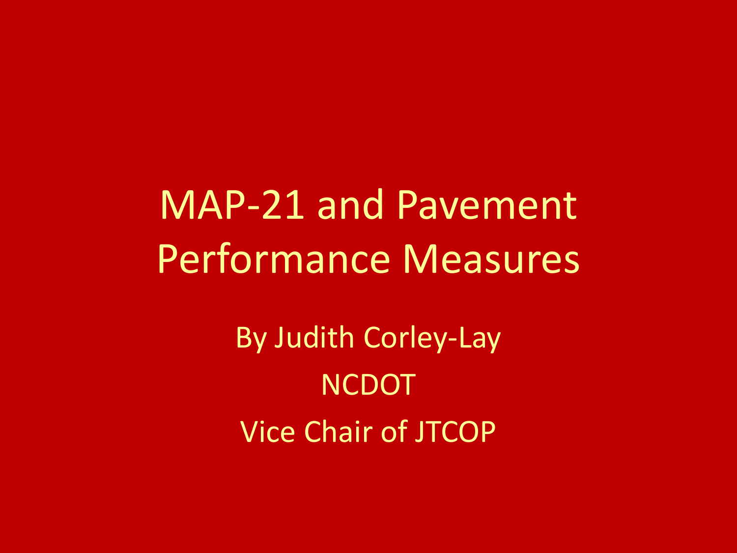# MAP-21 and Pavement Performance Measures

By Judith Corley-Lay

NCDOT

Vice Chair of JTCOP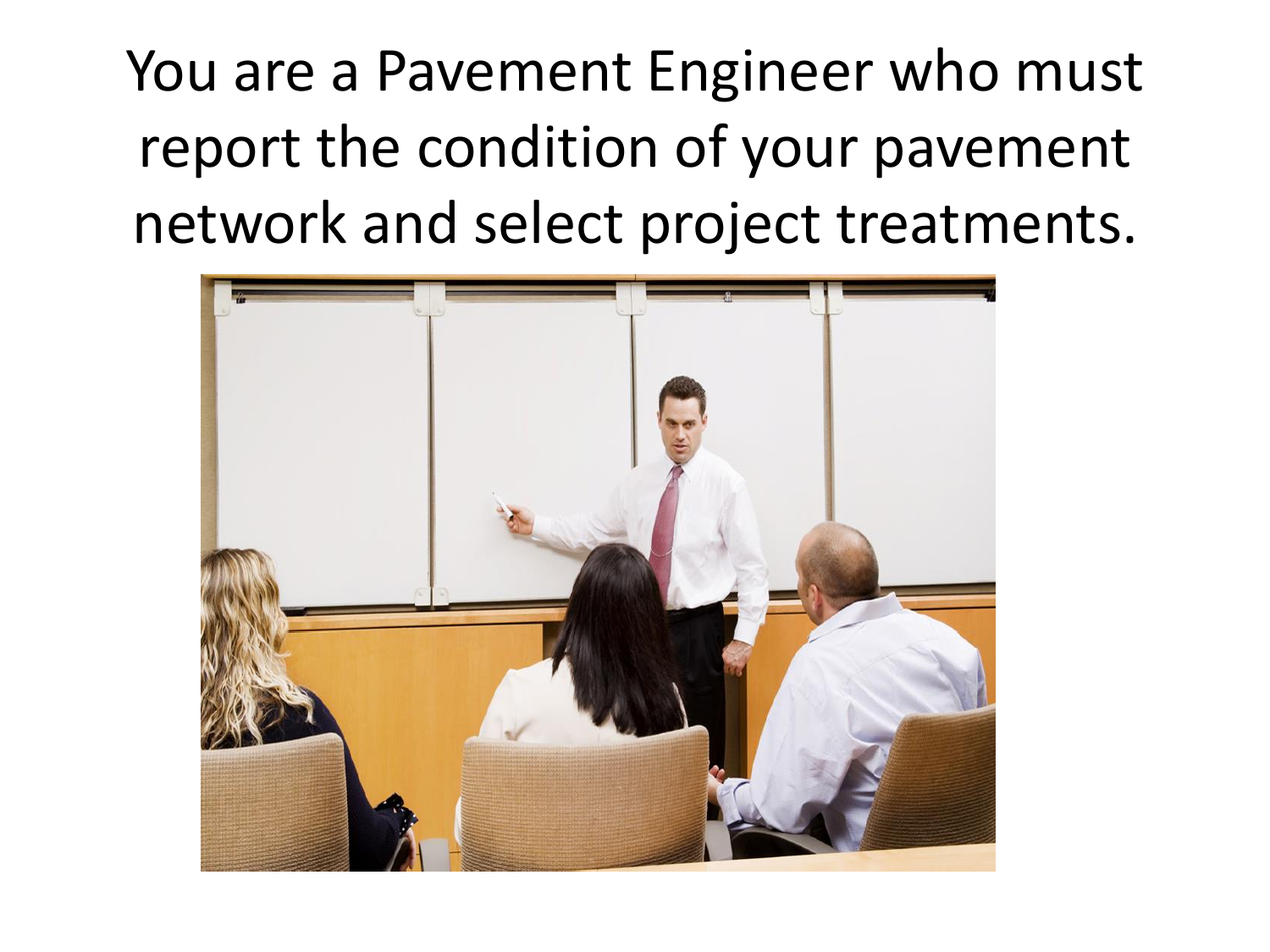You are a Pavement Engineer who must report the condition of your pavement network and select project treatments.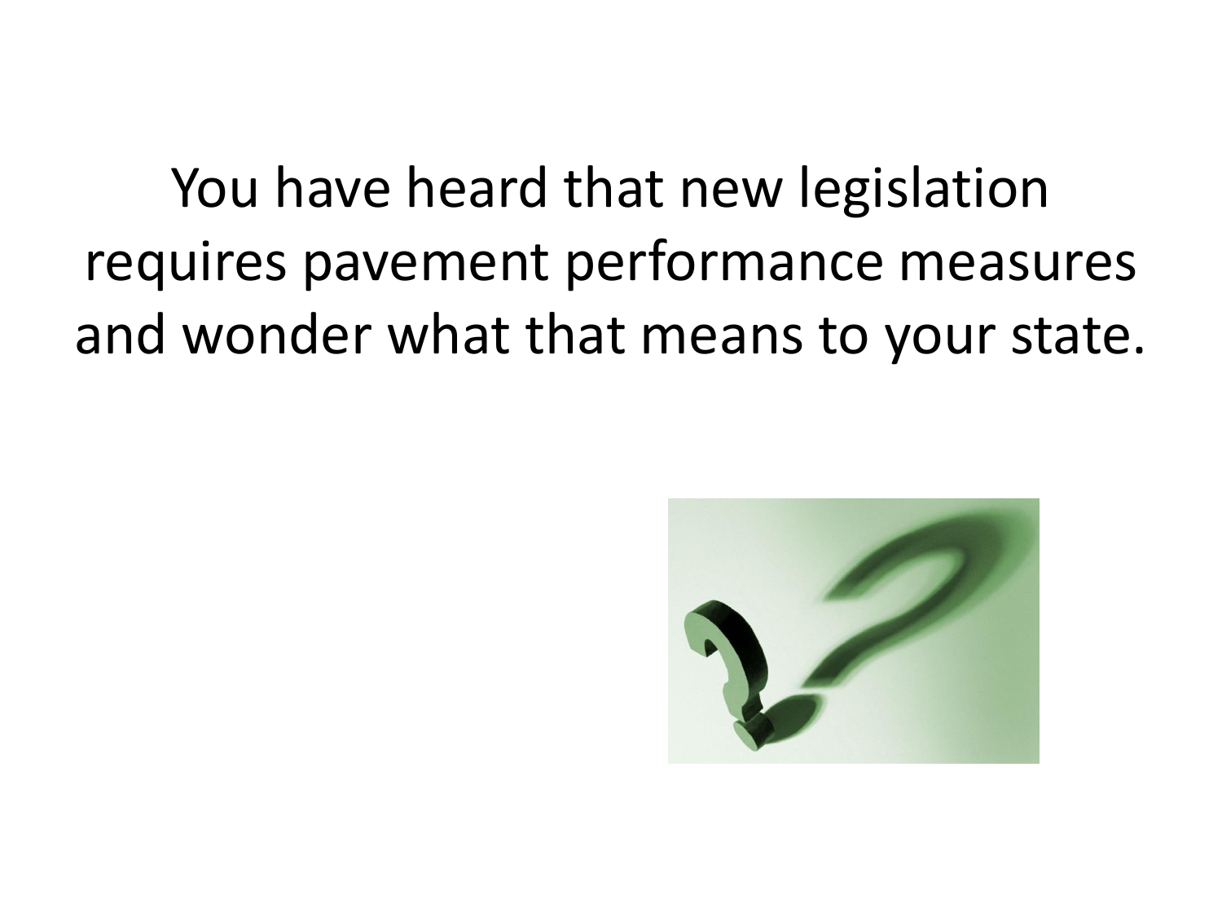You have heard that new legislation requires pavement performance measures and wonder what that means to your state.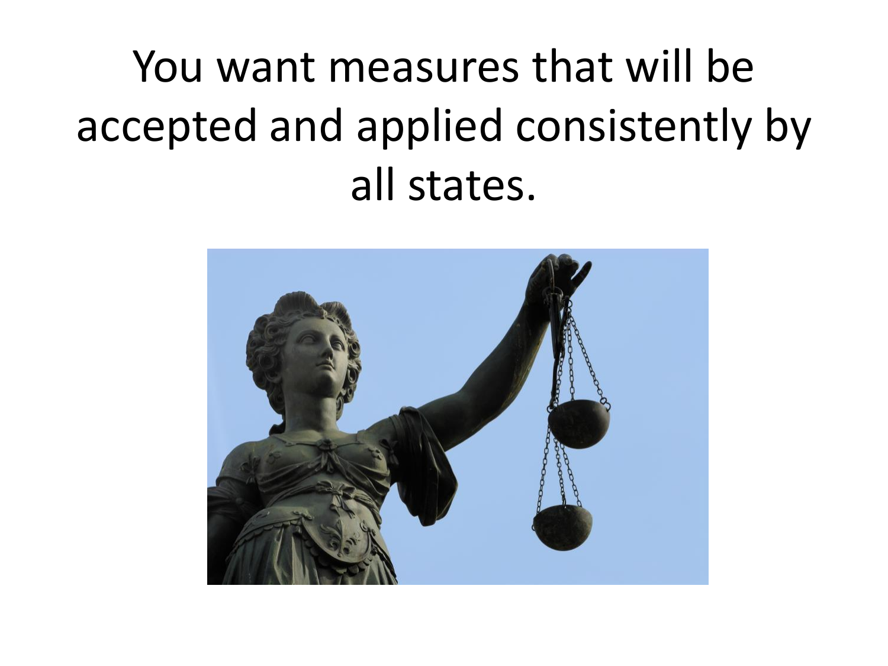# You want measures that will be accepted and applied consistently by all states.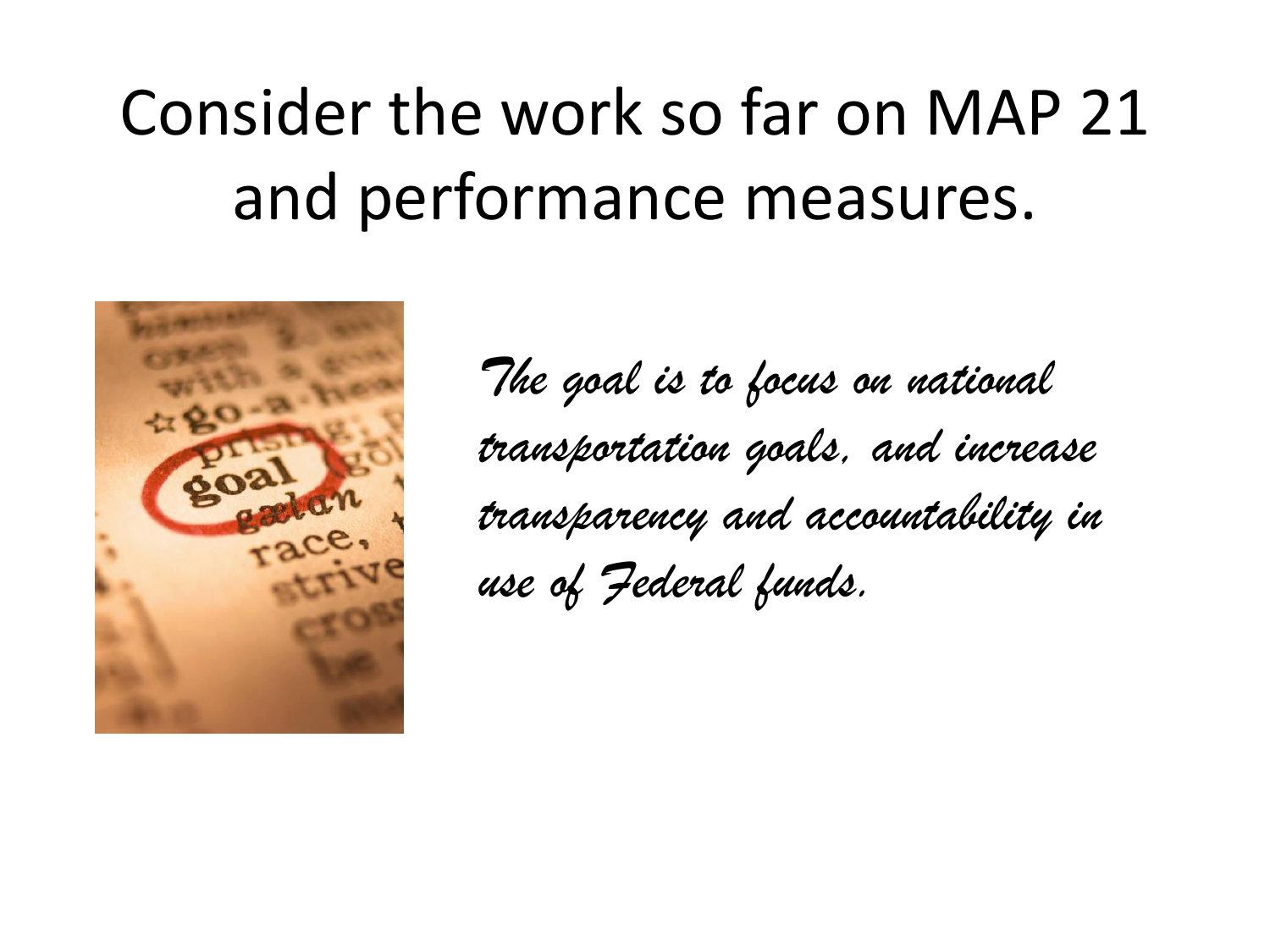# Consider the work so far on MAP 21 and performance measures.

*The goal is to focus on national transportation goals, and increase transparency and accountability in use of Federal funds.*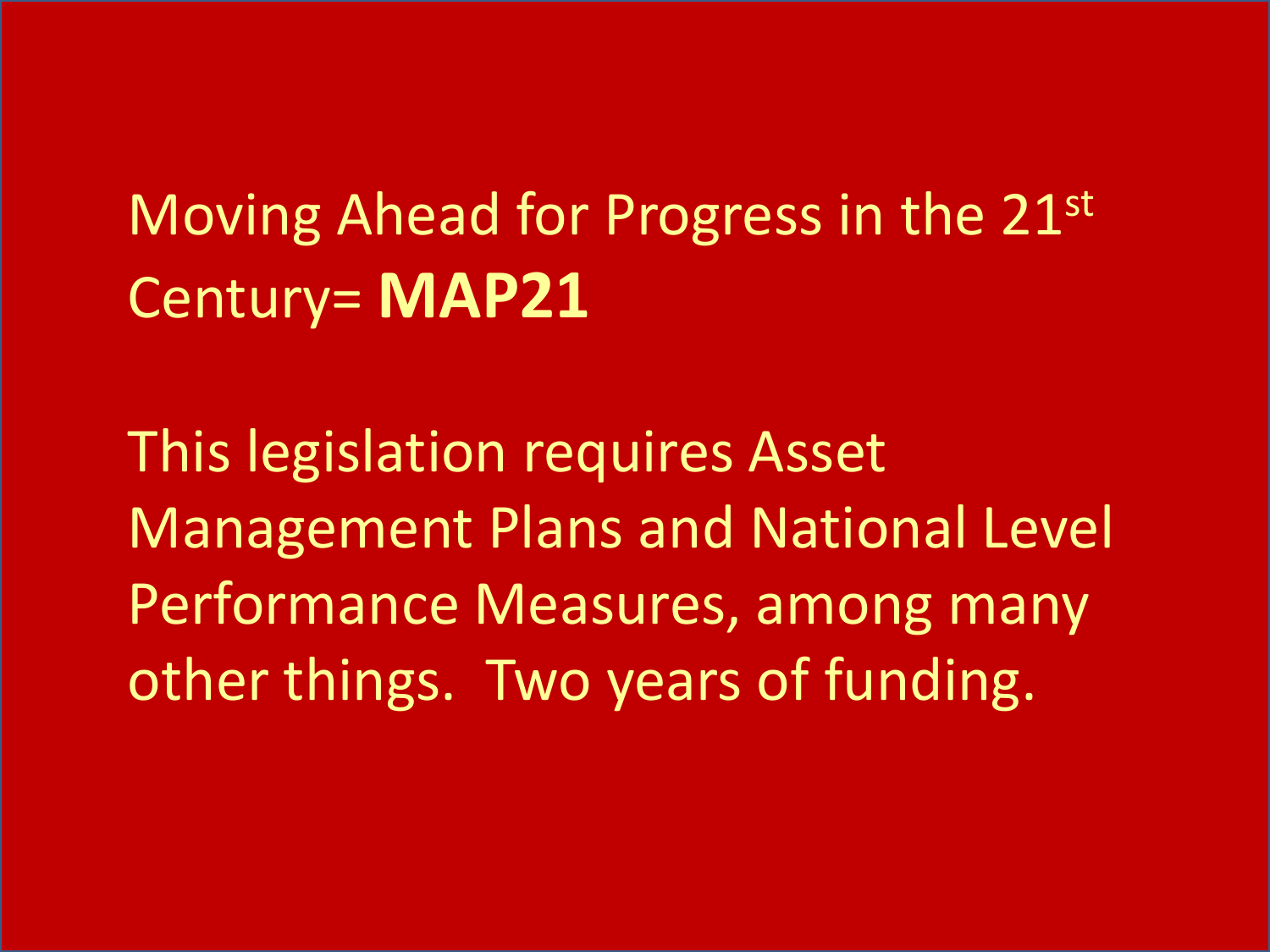Moving Ahead for Progress in the 21st Century= **MAP21**

This legislation requires Asset Management Plans and National Level Performance Measures, among many other things.  Two years of funding.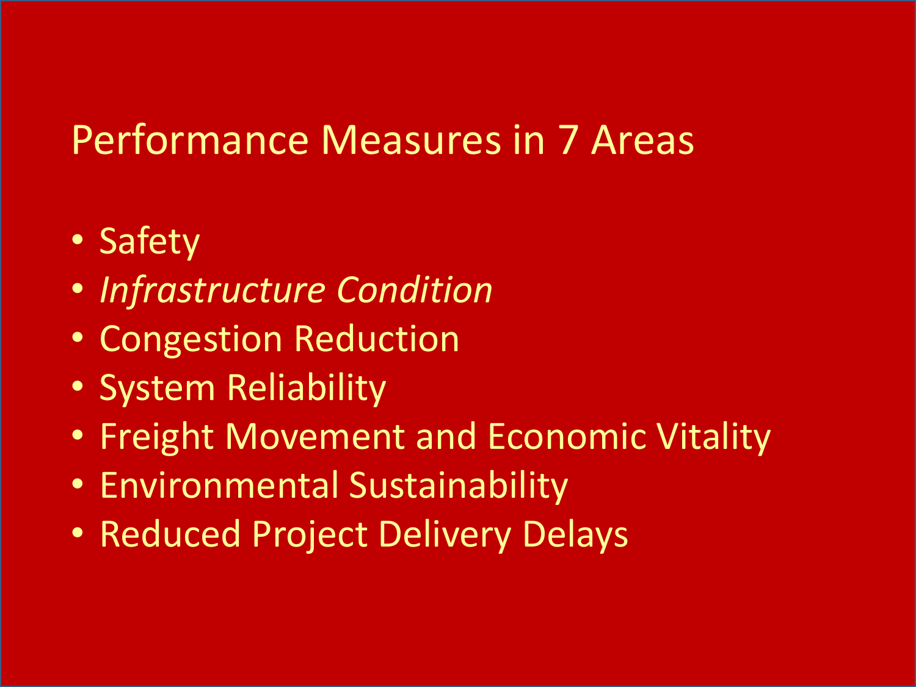# Performance Measures in 7 Areas

- Safety
- *Infrastructure Condition*
- Congestion Reduction
- System Reliability
- Freight Movement and Economic Vitality
- Environmental Sustainability
- Reduced Project Delivery Delays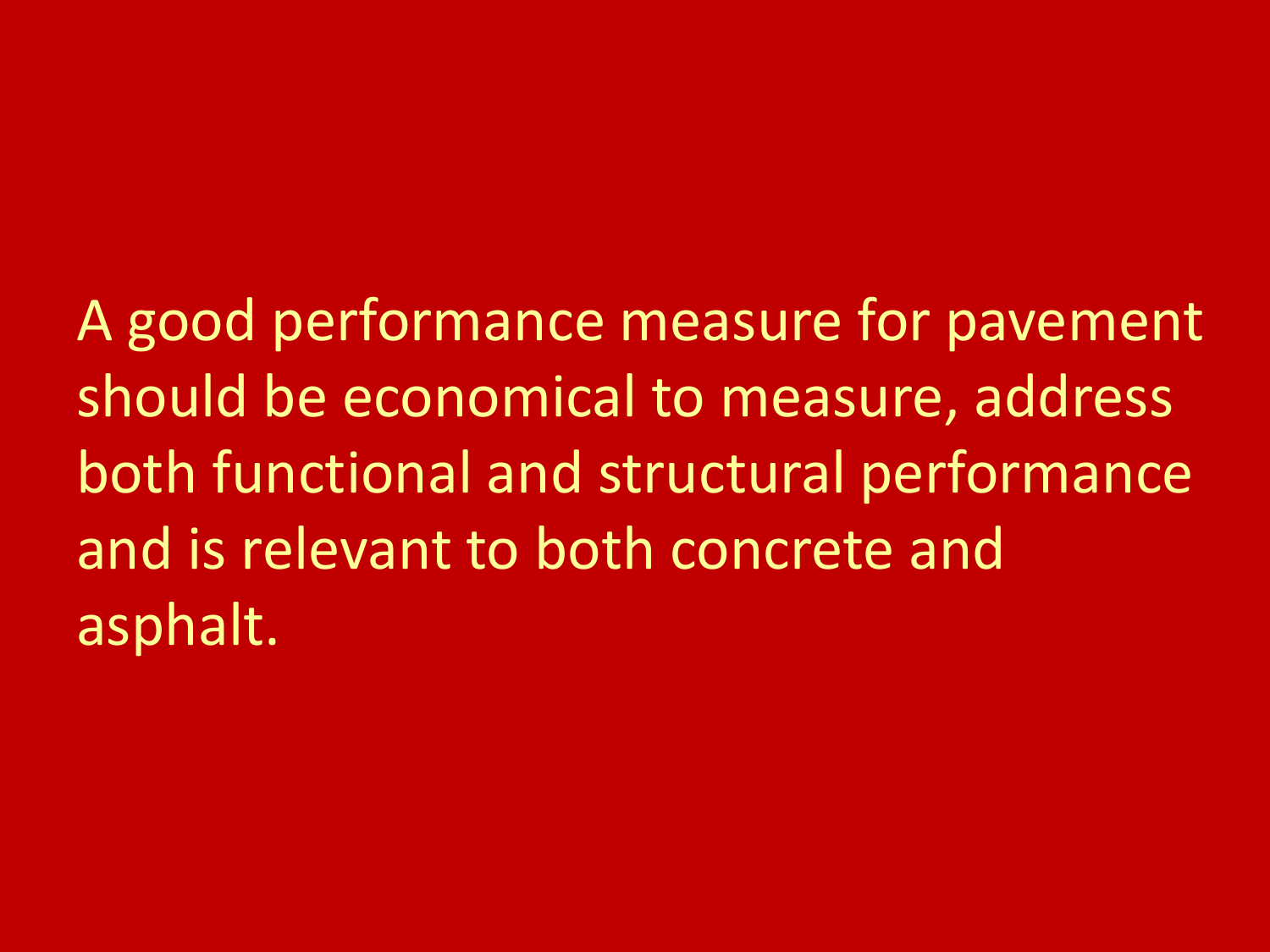A good performance measure for pavement should be economical to measure, address both functional and structural performance and is relevant to both concrete and asphalt.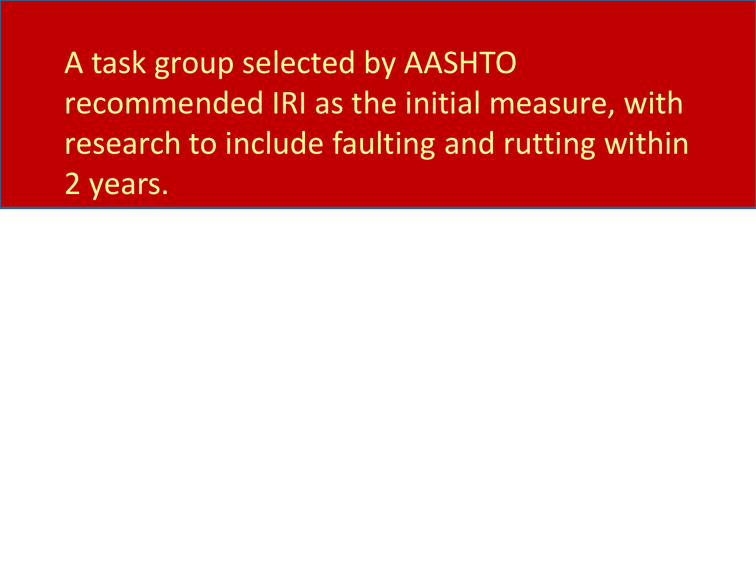A task group selected by AASHTO recommended IRI as the initial measure, with research to include faulting and rutting within 2 years.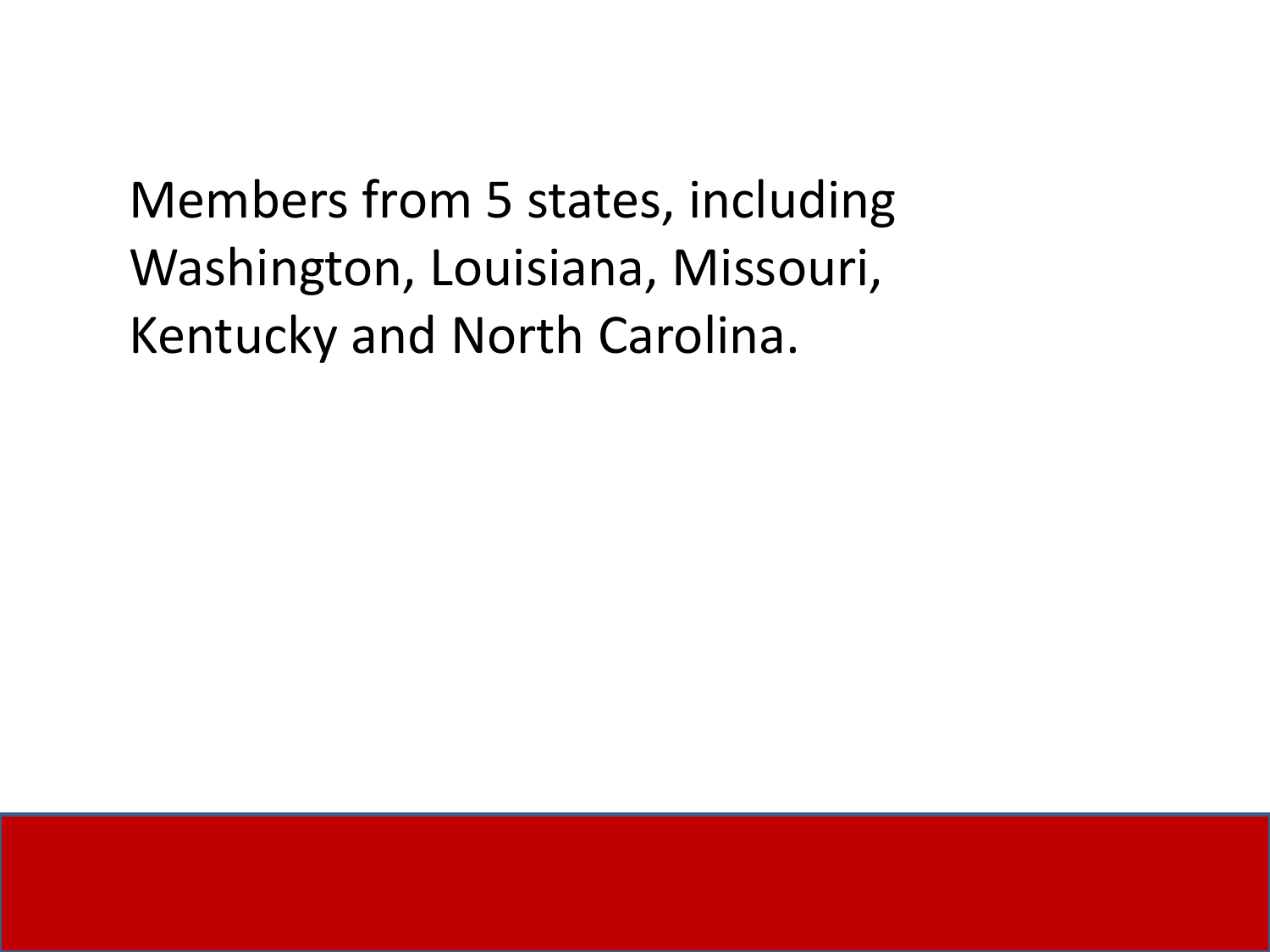Members from 5 states, including Washington, Louisiana, Missouri, Kentucky and North Carolina.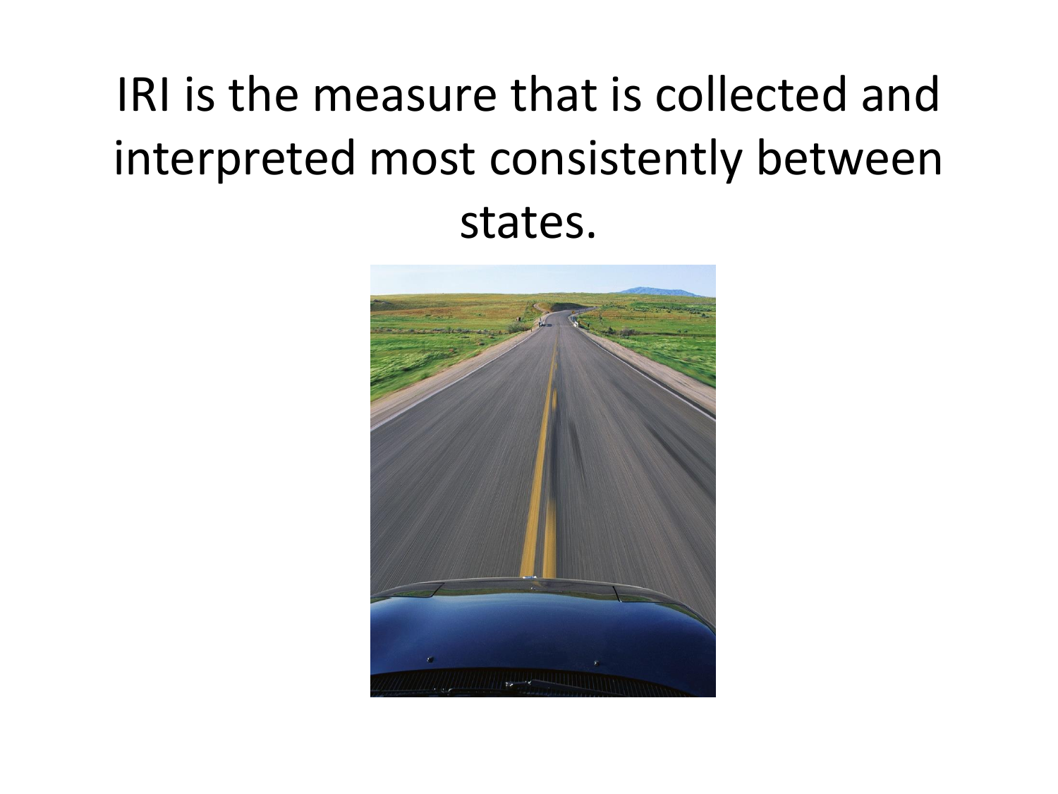# IRI is the measure that is collected and interpreted most consistently between states.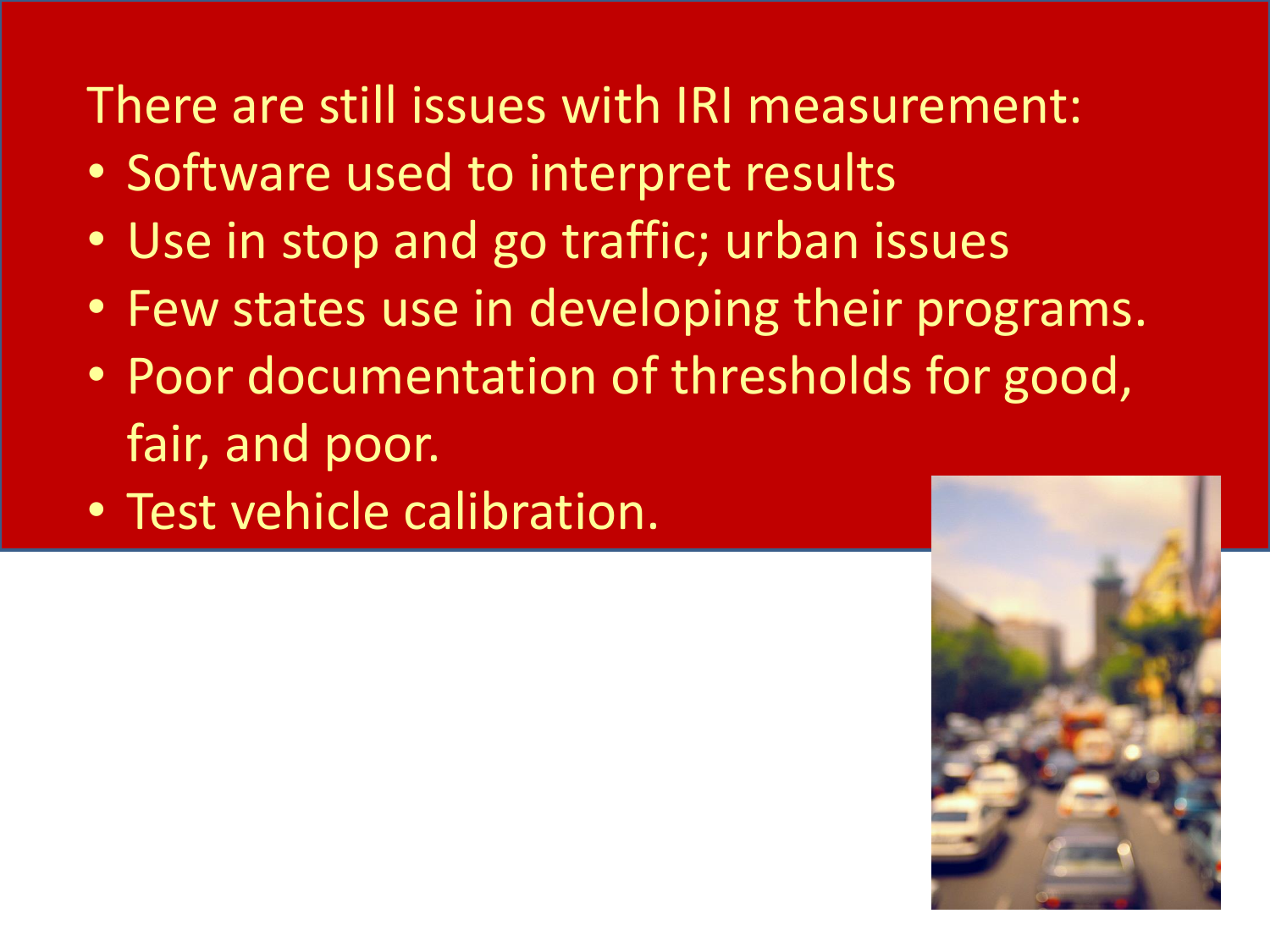There are still issues with IRI measurement:

- Software used to interpret results
- Use in stop and go traffic; urban issues
- Few states use in developing their programs.
- Poor documentation of thresholds for good, fair, and poor.
- Test vehicle calibration.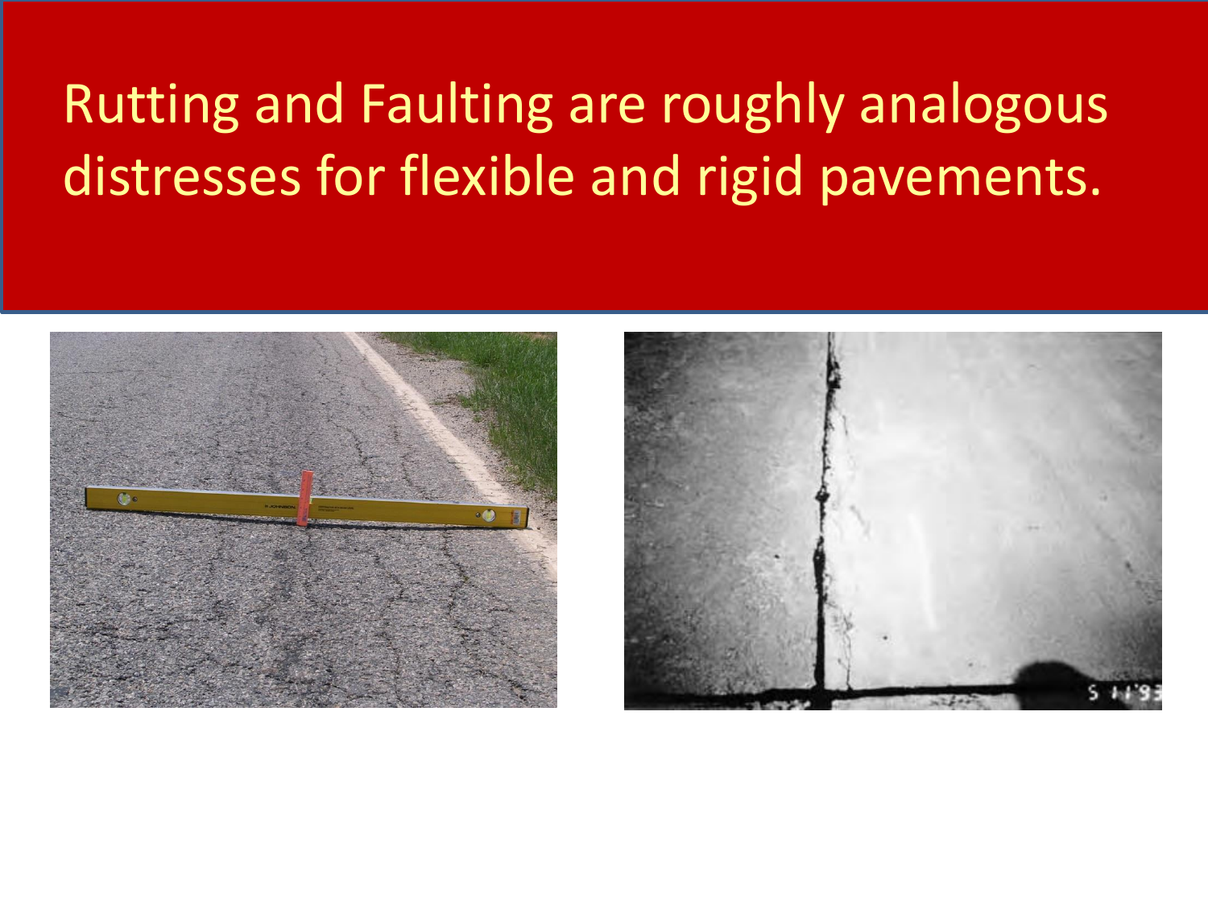# Rutting and Faulting are roughly analogous distresses for flexible and rigid pavements.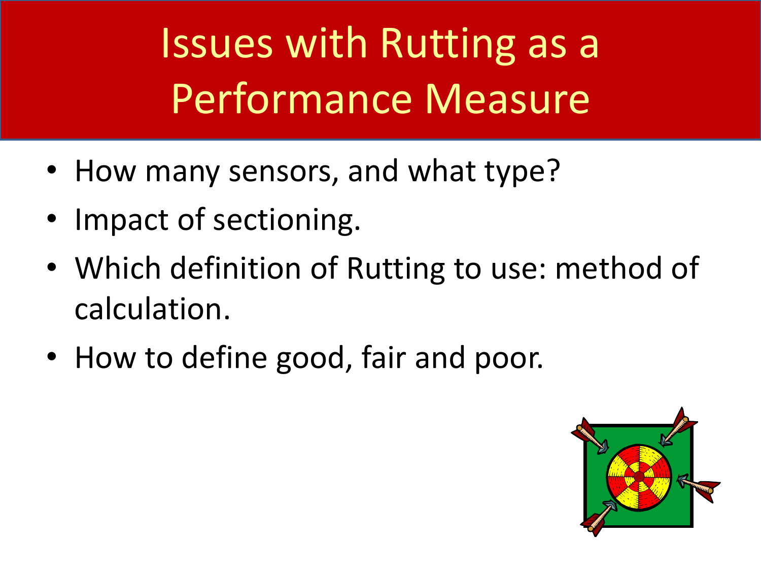# Issues with Rutting as a Performance Measure

- How many sensors, and what type?
- Impact of sectioning.
- Which definition of Rutting to use: method of calculation.
- How to define good, fair and poor.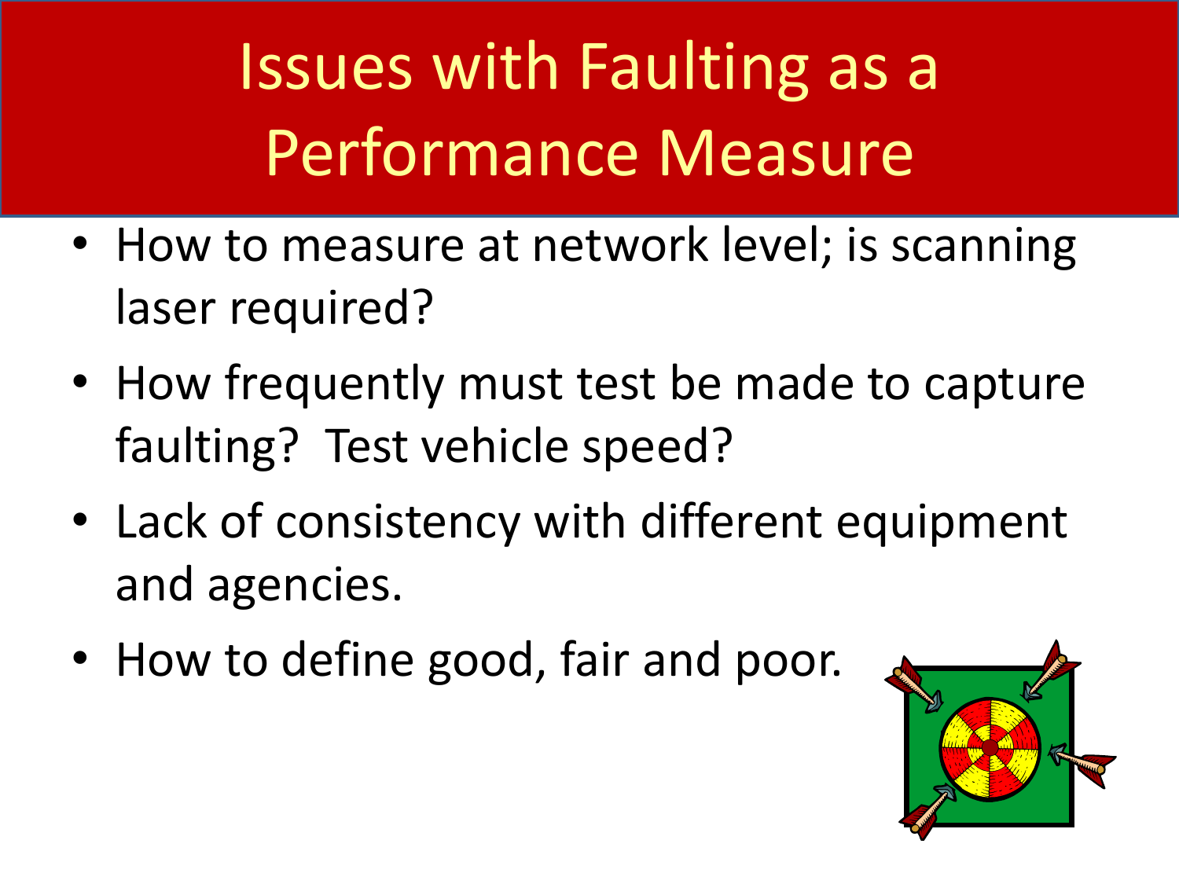# Issues with Faulting as a Performance Measure

- How to measure at network level; is scanning laser required?
- How frequently must test be made to capture faulting? Test vehicle speed?
- Lack of consistency with different equipment and agencies.
- How to define good, fair and poor.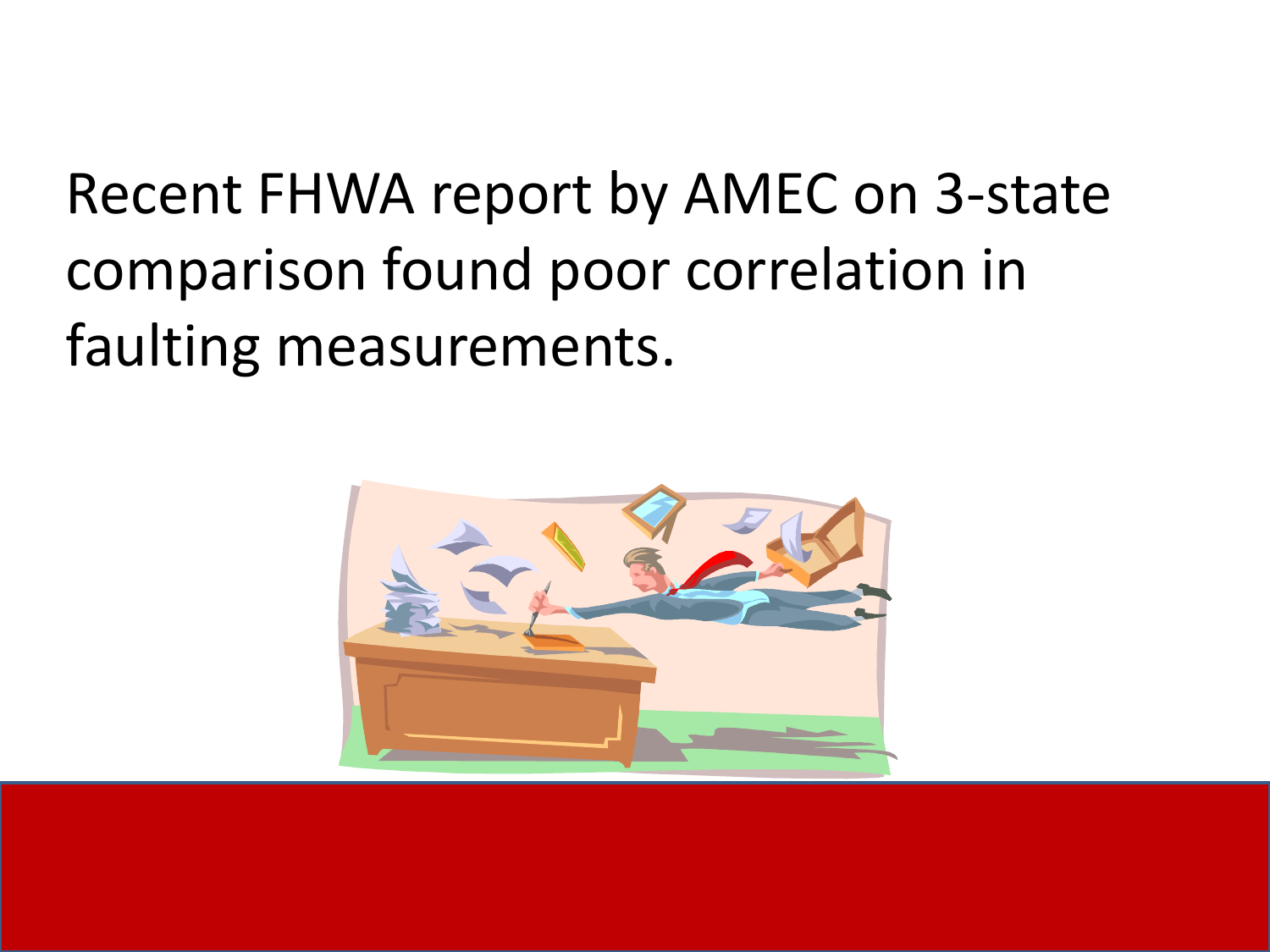Recent FHWA report by AMEC on 3-state comparison found poor correlation in faulting measurements.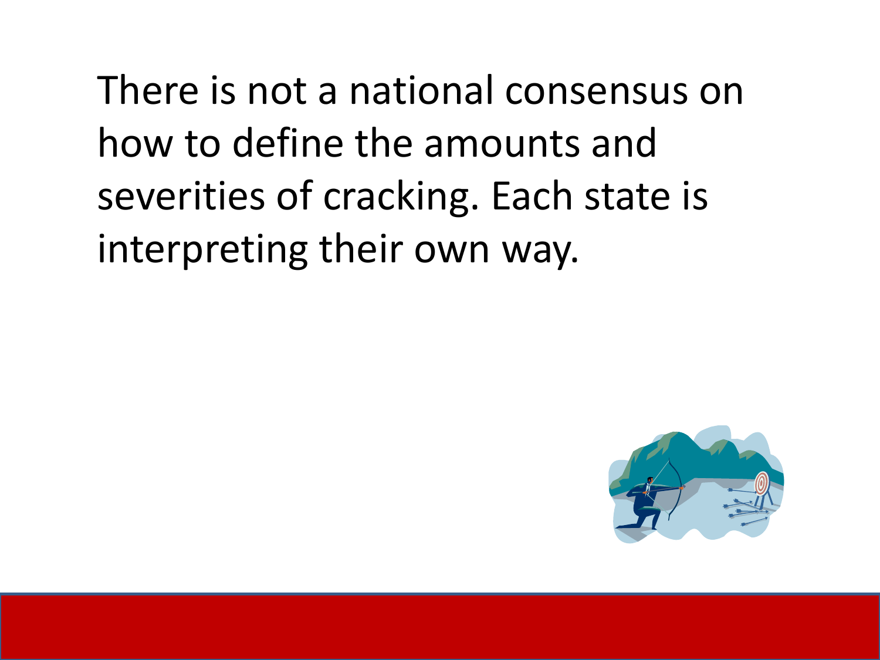There is not a national consensus on how to define the amounts and severities of cracking. Each state is interpreting their own way.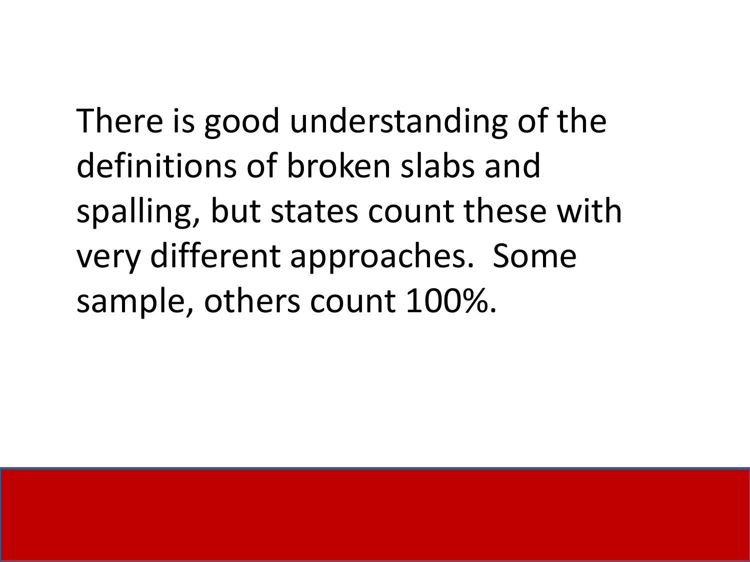There is good understanding of the definitions of broken slabs and spalling, but states count these with very different approaches. Some sample, others count 100%.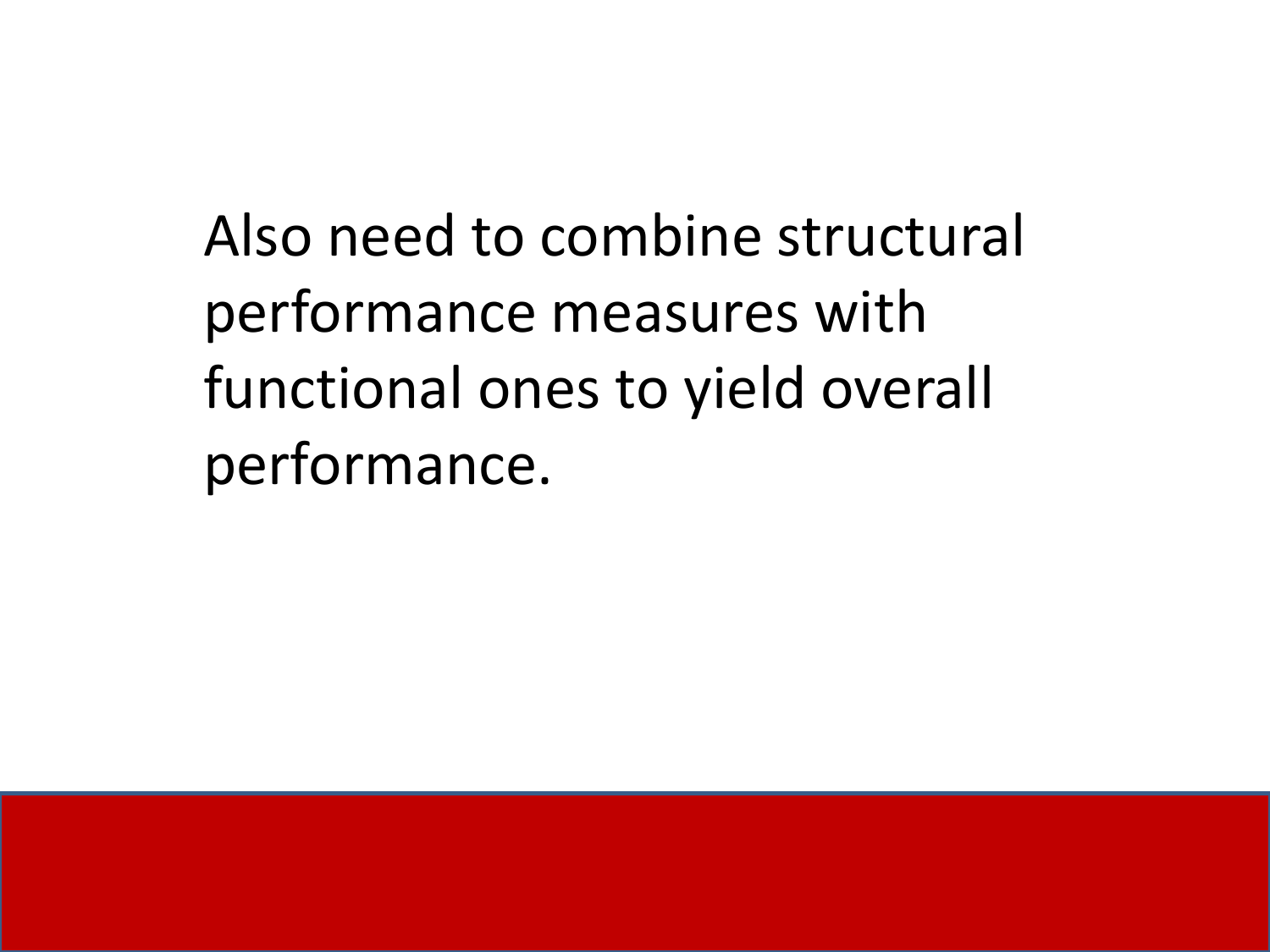Also need to combine structural performance measures with functional ones to yield overall performance.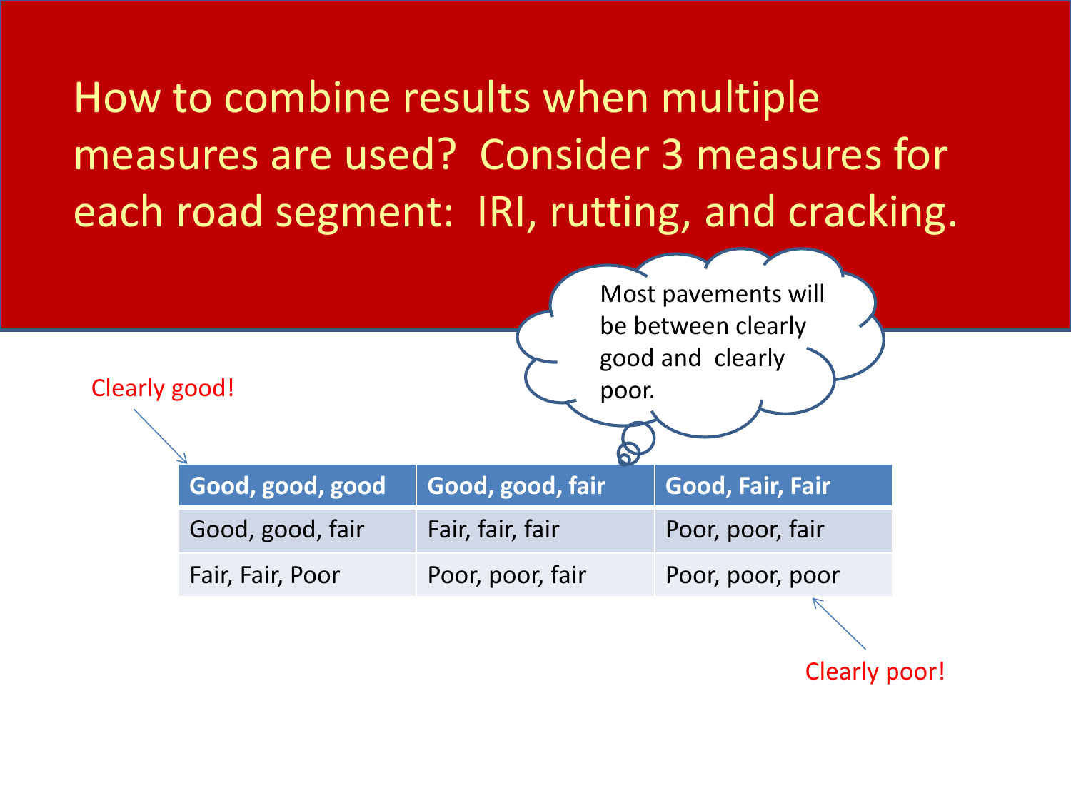# How to combine results when multiple measures are used? Consider 3 measures for each road segment: IRI, rutting, and cracking.

Most pavements will be between clearly good and clearly poor.

Clearly good!

| Good, good, good | Good, good, fair | Good, Fair, Fair |
|---|---|---|
| Good, good, fair | Fair, fair, fair | Poor, poor, fair |
| Fair, Fair, Poor | Poor, poor, fair | Poor, poor, poor |

Clearly poor!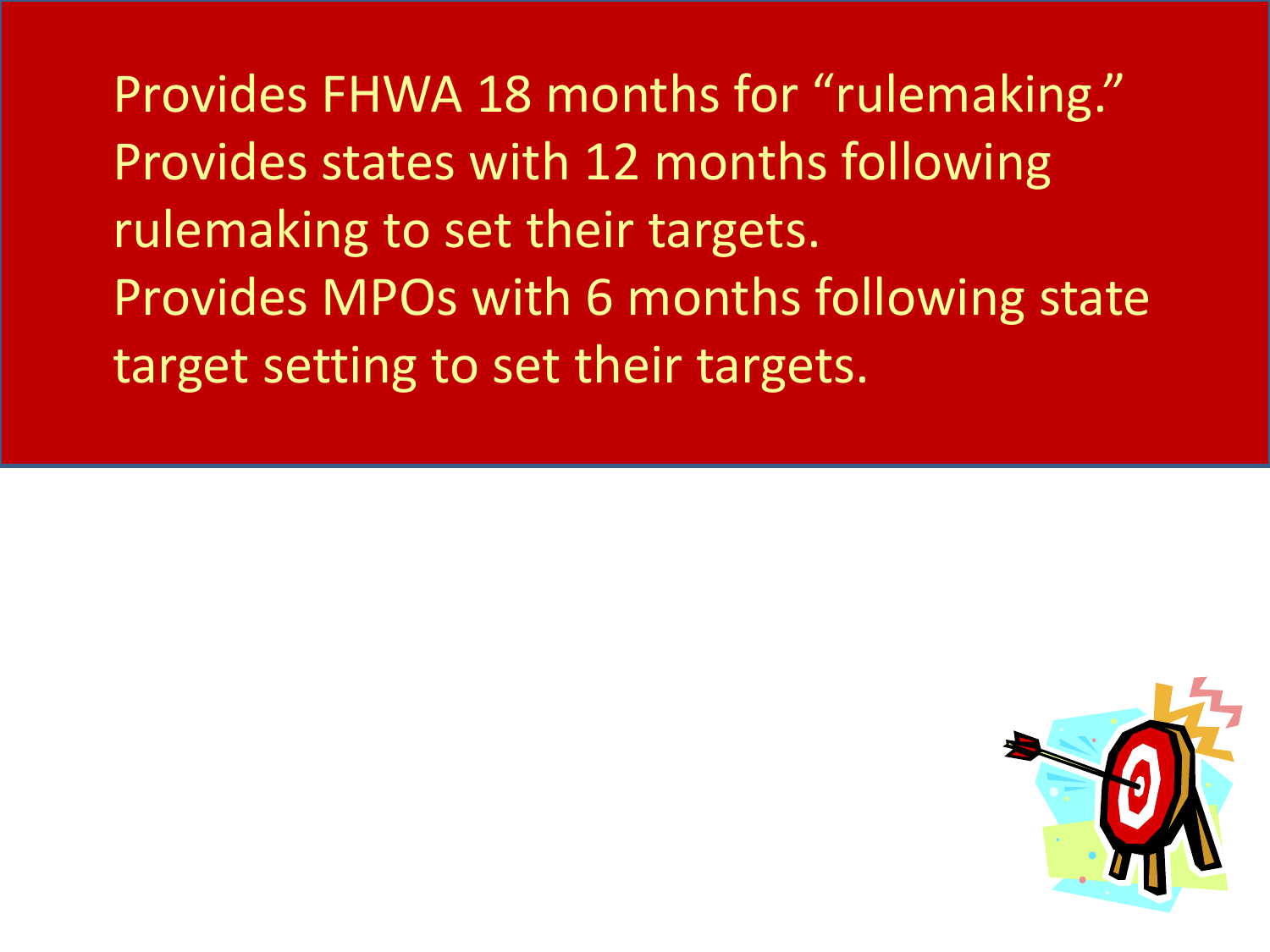Provides FHWA 18 months for "rulemaking."

Provides states with 12 months following rulemaking to set their targets.

Provides MPOs with 6 months following state target setting to set their targets.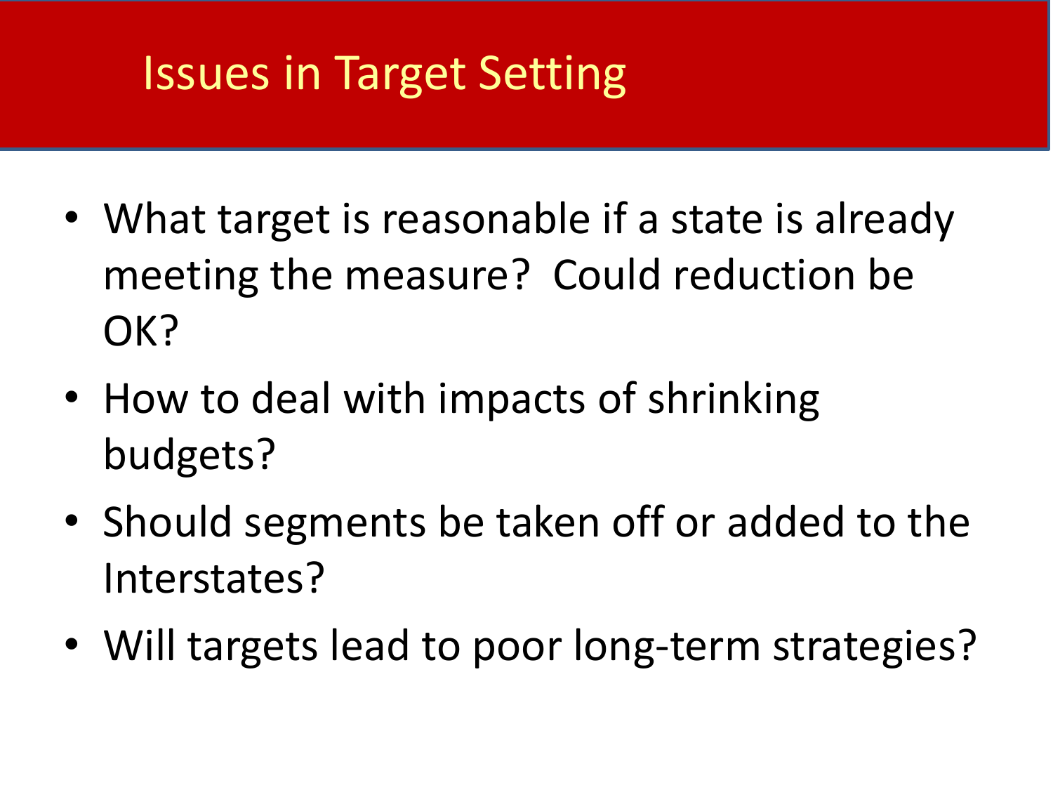# Issues in Target Setting

- What target is reasonable if a state is already meeting the measure? Could reduction be OK?
- How to deal with impacts of shrinking budgets?
- Should segments be taken off or added to the Interstates?
- Will targets lead to poor long-term strategies?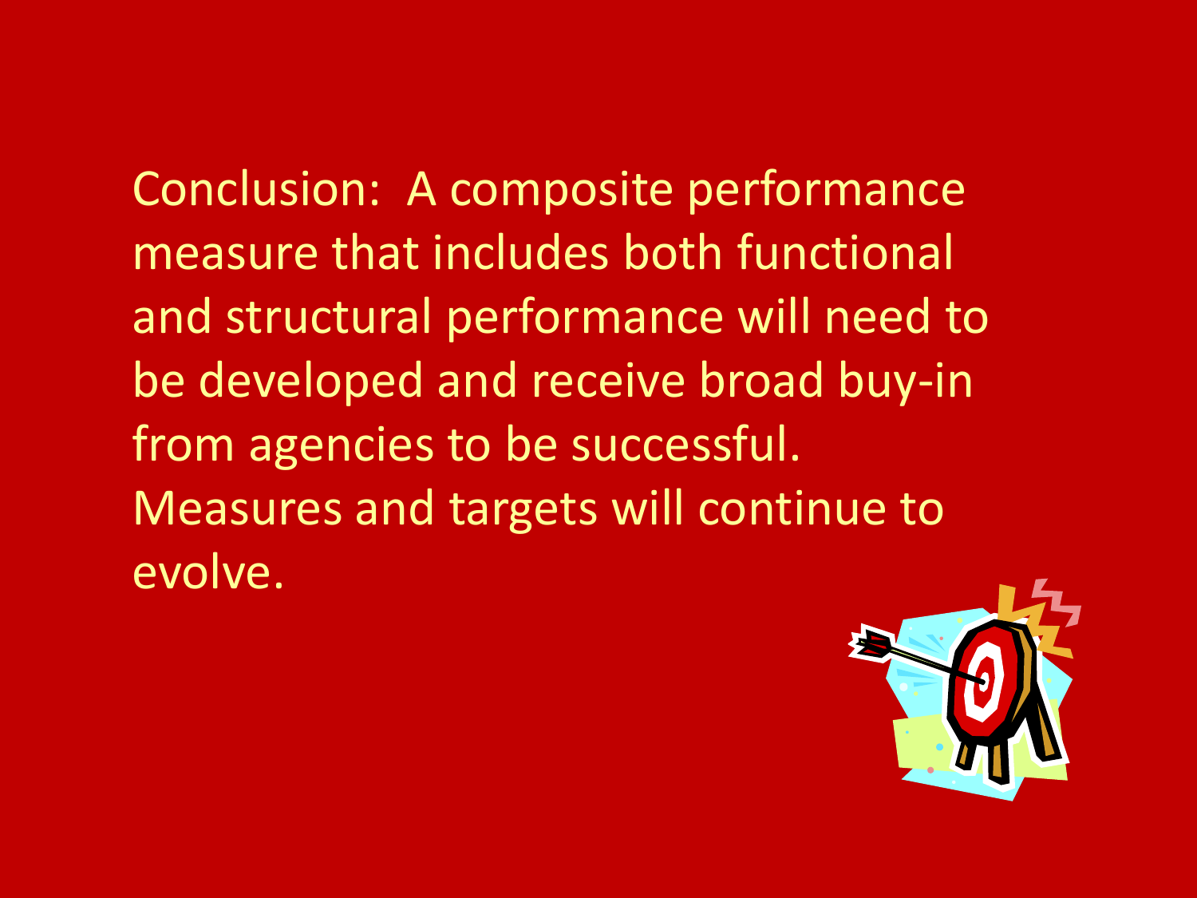Conclusion: A composite performance measure that includes both functional and structural performance will need to be developed and receive broad buy-in from agencies to be successful. Measures and targets will continue to evolve.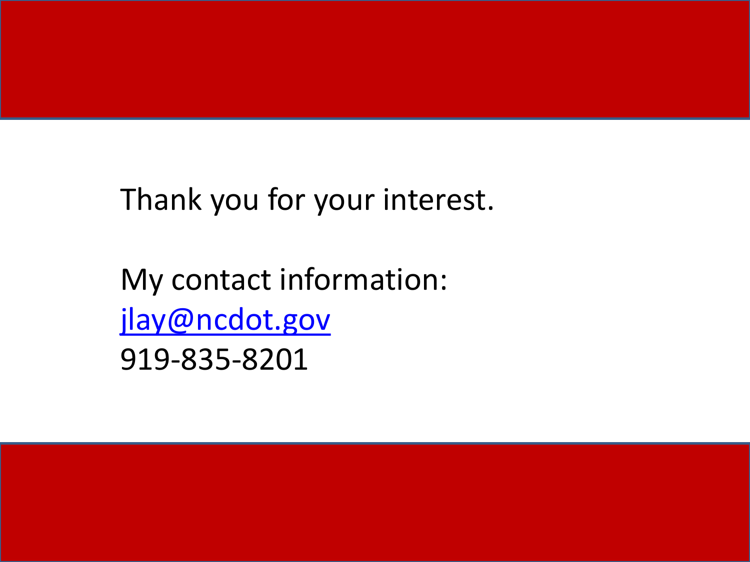Thank you for your interest.

My contact information:
jlay@ncdot.gov
919-835-8201